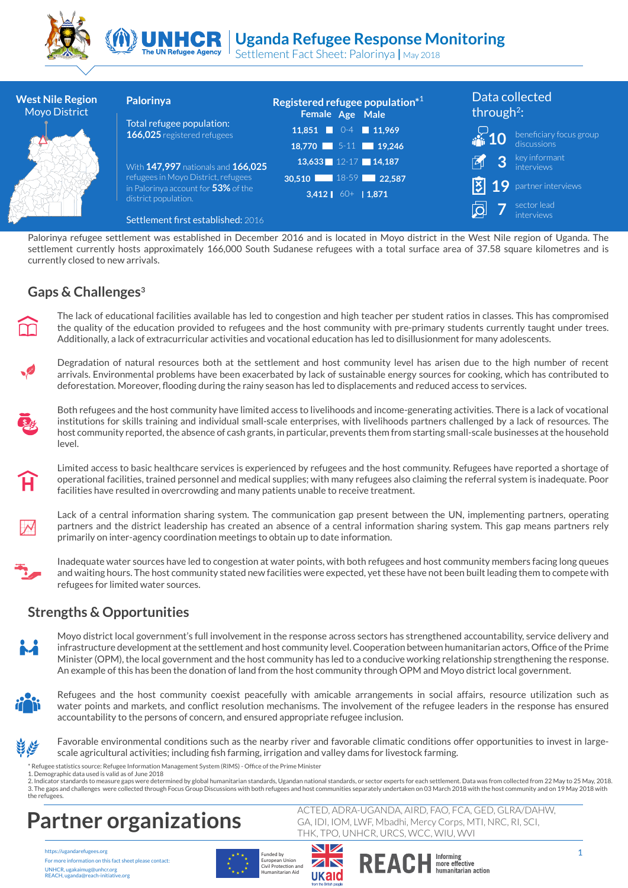# Uganda Refugee Response Monitoring

Settlement Fact Sheet: Palorinya | May 2018

**West Nile Region**
Moyo District

**Palorinya**

Total refugee population:
**166,025** registered refugees

With **147,997** nationals and **166,025** refugees in Moyo District, refugees in Palorinya account for **53%** of the district population.

Settlement first established: 2016

**Registered refugee population*[1]**

| Female | Age | Male |
|---|---|---|
| 11,851 | 0-4 | 11,969 |
| 18,770 | 5-11 | 19,246 |
| 13,633 | 12-17 | 14,187 |
| 30,510 | 18-59 | 22,587 |
| 3,412 | 60+ | 1,871 |

**Data collected through[2]:**

- **10** beneficiary focus group discussions
- **3** key informant interviews
- **19** partner interviews
- **7** sector lead interviews

Palorinya refugee settlement was established in December 2016 and is located in Moyo district in the West Nile region of Uganda. The settlement currently hosts approximately 166,000 South Sudanese refugees with a total surface area of 37.58 square kilometres and is currently closed to new arrivals.

## Gaps & Challenges[3]

The lack of educational facilities available has led to congestion and high teacher per student ratios in classes. This has compromised the quality of the education provided to refugees and the host community with pre-primary students currently taught under trees. Additionally, a lack of extracurricular activities and vocational education has led to disillusionment for many adolescents.

Degradation of natural resources both at the settlement and host community level has arisen due to the high number of recent arrivals. Environmental problems have been exacerbated by lack of sustainable energy sources for cooking, which has contributed to deforestation. Moreover, flooding during the rainy season has led to displacements and reduced access to services.

Both refugees and the host community have limited access to livelihoods and income-generating activities. There is a lack of vocational institutions for skills training and individual small-scale enterprises, with livelihoods partners challenged by a lack of resources. The host community reported, the absence of cash grants, in particular, prevents them from starting small-scale businesses at the household level.

Limited access to basic healthcare services is experienced by refugees and the host community. Refugees have reported a shortage of operational facilities, trained personnel and medical supplies; with many refugees also claiming the referral system is inadequate. Poor facilities have resulted in overcrowding and many patients unable to receive treatment.

Lack of a central information sharing system. The communication gap present between the UN, implementing partners, operating partners and the district leadership has created an absence of a central information sharing system. This gap means partners rely primarily on inter-agency coordination meetings to obtain up to date information.

Inadequate water sources have led to congestion at water points, with both refugees and host community members facing long queues and waiting hours. The host community stated new facilities were expected, yet these have not been built leading them to compete with refugees for limited water sources.

## Strengths & Opportunities

Moyo district local government's full involvement in the response across sectors has strengthened accountability, service delivery and infrastructure development at the settlement and host community level. Cooperation between humanitarian actors, Office of the Prime Minister (OPM), the local government and the host community has led to a conducive working relationship strengthening the response. An example of this has been the donation of land from the host community through OPM and Moyo district local government.

Refugees and the host community coexist peacefully with amicable arrangements in social affairs, resource utilization such as water points and markets, and conflict resolution mechanisms. The involvement of the refugee leaders in the response has ensured accountability to the persons of concern, and ensured appropriate refugee inclusion.

Favorable environmental conditions such as the nearby river and favorable climatic conditions offer opportunities to invest in large-scale agricultural activities; including fish farming, irrigation and valley dams for livestock farming.

\* Refugee statistics source: Refugee Information Management System (RIMS) - Office of the Prime Minister
1. Demographic data used is valid as of June 2018
2. Indicator standards to measure gaps were determined by global humanitarian standards, Ugandan national standards, or sector experts for each settlement. Data was from collected from 22 May to 25 May, 2018.
3. The gaps and challenges were collected through Focus Group Discussions with both refugees and host communities separately undertaken on 03 March 2018 with the host community and on 19 May 2018 with the refugees.

# Partner organizations

ACTED, ADRA-UGANDA, AIRD, FAO, FCA, GED, GLRA/DAHW, GA, IDI, IOM, LWF, Mbadhi, Mercy Corps, MTI, NRC, RI, SCI, THK, TPO, UNHCR, URCS, WCC, WIU, WVI

https://ugandarefugees.org
For more information on this fact sheet please contact:
UNHCR, ugakaimug@unhcr.org
REACH, uganda@reach-initiative.org

Funded by European Union Civil Protection and Humanitarian Aid

UKaid from the British people

REACH Informing more effective humanitarian action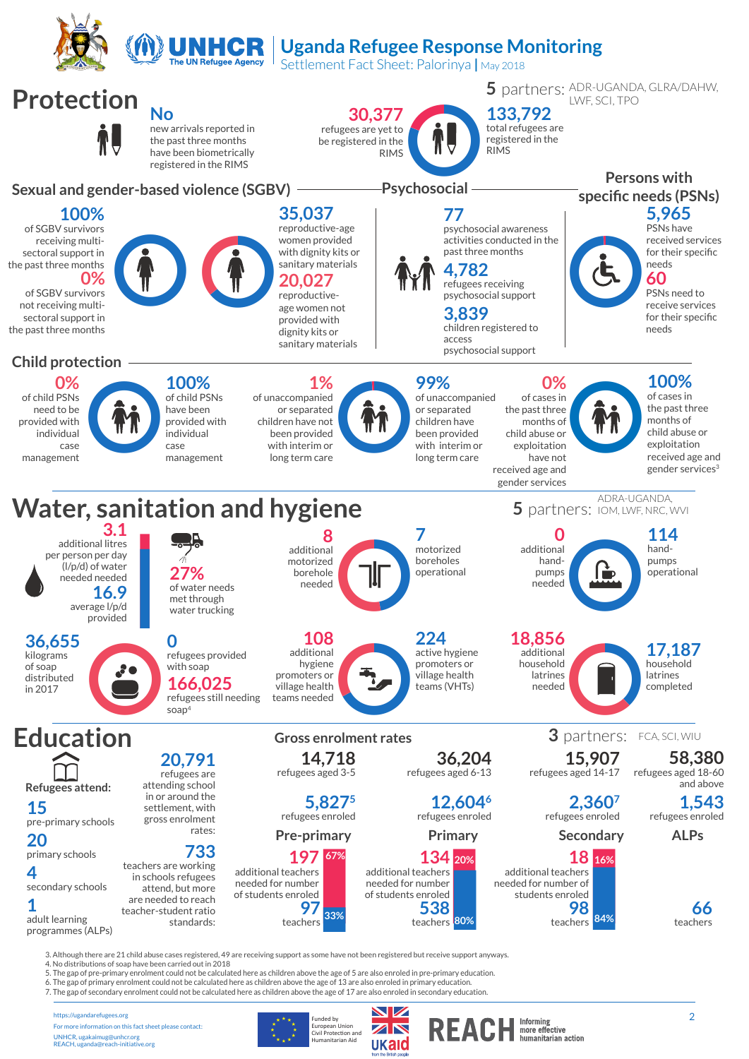# Uganda Refugee Response Monitoring

Settlement Fact Sheet: Palorinya | May 2018

## Protection

**5** partners: ADR-UGANDA, GLRA/DAHW, LWF, SCI, TPO

**No** new arrivals reported in the past three months have been biometrically registered in the RIMS

**30,377** refugees are yet to be registered in the RIMS

**133,792** total refugees are registered in the RIMS

### Sexual and gender-based violence (SGBV)

**100%** of SGBV survivors receiving multi-sectoral support in the past three months

**0%** of SGBV survivors not receiving multi-sectoral support in the past three months

**35,037** reproductive-age women provided with dignity kits or sanitary materials

**20,027** reproductive-age women not provided with dignity kits or sanitary materials

### Psychosocial

**77** psychosocial awareness activities conducted in the past three months

**4,782** refugees receiving psychosocial support

**3,839** children registered to access psychosocial support

### Persons with specific needs (PSNs)

**5,965** PSNs have received services for their specific needs

**60** PSNs need to receive services for their specific needs

### Child protection

**0%** of child PSNs need to be provided with individual case management

**100%** of child PSNs have been provided with individual case management

**1%** of unaccompanied or separated children have not been provided with interim or long term care

**99%** of unaccompanied or separated children have been provided with interim or long term care

**0%** of cases in the past three months of child abuse or exploitation have not received age and gender services

**100%** of cases in the past three months of child abuse or exploitation received age and gender services[3]

## Water, sanitation and hygiene

**5** partners: ADRA-UGANDA, IOM, LWF, NRC, WVI

**3.1** additional litres per person per day (l/p/d) of water needed needed

**16.9** average l/p/d provided

**27%** of water needs met through water trucking

**8** additional motorized borehole needed

**7** motorized boreholes operational

**0** additional hand-pumps needed

**114** hand-pumps operational

**36,655** kilograms of soap distributed in 2017

**0** refugees provided with soap

**166,025** refugees still needing soap[4]

**108** additional hygiene promoters or village health teams needed

**224** active hygiene promoters or village health teams (VHTs)

**18,856** additional household latrines needed

**17,187** household latrines completed

## Education

**3** partners: FCA, SCI, WIU

**Refugees attend:**

- **15** pre-primary schools
- **20** primary schools
- **4** secondary schools
- **1** adult learning programmes (ALPs)

**20,791** refugees are attending school in or around the settlement, with gross enrolment rates:

**733** teachers are working in schools refugees attend, but more are needed to reach teacher-student ratio standards:

### Gross enrolment rates

| | Pre-primary | Primary | Secondary | ALPs |
|---|---|---|---|---|
| Refugees | 14,718 refugees aged 3-5 | 36,204 refugees aged 6-13 | 15,907 refugees aged 14-17 | 58,380 refugees aged 18-60 and above |
| Enroled | 5,827[5] refugees enroled | 12,604[6] refugees enroled | 2,360[7] refugees enroled | 1,543 refugees enroled |
| Additional teachers needed for number of students enroled | 197 (67%) | 134 (20%) | 18 (16%) | |
| Teachers | 97 (33%) | 538 (80%) | 98 (84%) | 66 |

3. Although there are 21 child abuse cases registered, 49 are receiving support as some have not been registered but receive support anyways.
4. No distributions of soap have been carried out in 2018
5. The gap of pre-primary enrolment could not be calculated here as children above the age of 5 are also enrolled in pre-primary education.
6. The gap of primary enrolment could not be calculated here as children above the age of 13 are also enrolled in primary education.
7. The gap of secondary enrolment could not be calculated here as children above the age of 17 are also enrolled in secondary education.

https://ugandarefugees.org

For more information on this fact sheet please contact:
UNHCR, ugakaimug@unhcr.org
REACH, uganda@reach-initiative.org

Funded by European Union Civil Protection and Humanitarian Aid

UKaid from the British people

REACH Informing more effective humanitarian action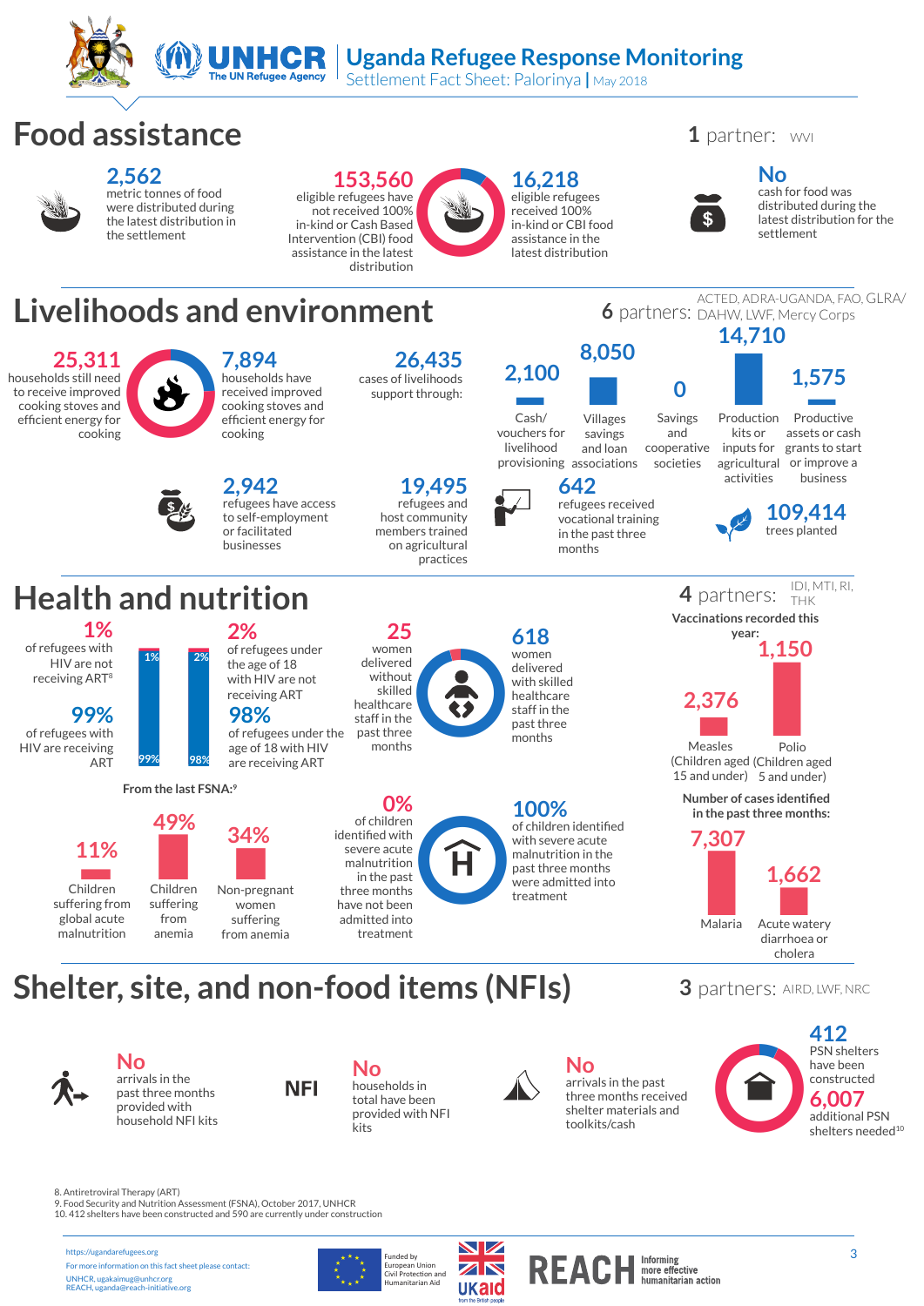# Uganda Refugee Response Monitoring

Settlement Fact Sheet: Palorinya | May 2018

## Food assistance

**1** partner: WVI

**2,562** metric tonnes of food were distributed during the latest distribution in the settlement

**153,560** eligible refugees have not received 100% in-kind or Cash Based Intervention (CBI) food assistance in the latest distribution

**16,218** eligible refugees received 100% in-kind or CBI food assistance in the latest distribution

**No** cash for food was distributed during the latest distribution for the settlement

## Livelihoods and environment

**6** partners: ACTED, ADRA-UGANDA, FAO, GLRA/DAHW, LWF, Mercy Corps

**25,311** households still need to receive improved cooking stoves and efficient energy for cooking

**7,894** households have received improved cooking stoves and efficient energy for cooking

**26,435** cases of livelihoods support through:

2,100
Cash/vouchers for livelihood provisioning

8,050
Villages savings and loan associations

0
Savings and cooperative societies

14,710
Production kits or inputs for agricultural activities

1,575
Productive assets or cash grants to start or improve a business

**2,942** refugees have access to self-employment or facilitated businesses

**19,495** refugees and host community members trained on agricultural practices

**642** refugees received vocational training in the past three months

**109,414** trees planted

## Health and nutrition

**4** partners: IDI, MTI, RI, THK

**1%** of refugees with HIV are not receiving ART[8]

**99%** of refugees with HIV are receiving ART

1%
99%
2%
98%

**2%** of refugees under the age of 18 with HIV are not receiving ART

**98%** of refugees under the age of 18 with HIV are receiving ART

**25** women delivered without skilled healthcare staff in the past three months

**618** women delivered with skilled healthcare staff in the past three months

Vaccinations recorded this year:

2,376
Measles (Children aged 15 and under)

1,150
Polio (Children aged 5 and under)

From the last FSNA:[9]

11%
Children suffering from global acute malnutrition

49%
Children suffering from anemia

34%
Non-pregnant women suffering from anemia

**0%** of children identified with severe acute malnutrition in the past three months have not been admitted into treatment

**100%** of children identified with severe acute malnutrition in the past three months were admitted into treatment

Number of cases identified in the past three months:

7,307
Malaria

1,662
Acute watery diarrhoea or cholera

## Shelter, site, and non-food items (NFIs)

**3** partners: AIRD, LWF, NRC

**No** arrivals in the past three months provided with household NFI kits

**No** households in total have been provided with NFI kits

**No** arrivals in the past three months received shelter materials and toolkits/cash

**412** PSN shelters have been constructed

**6,007** additional PSN shelters needed[10]

8. Antiretroviral Therapy (ART)
9. Food Security and Nutrition Assessment (FSNA), October 2017, UNHCR
10. 412 shelters have been constructed and 590 are currently under construction

https://ugandarefugees.org
For more information on this fact sheet please contact:
UNHCR, ugakaimug@unhcr.org
REACH, uganda@reach-initiative.org

Funded by European Union Civil Protection and Humanitarian Aid

UKaid from the British people

REACH Informing more effective humanitarian action